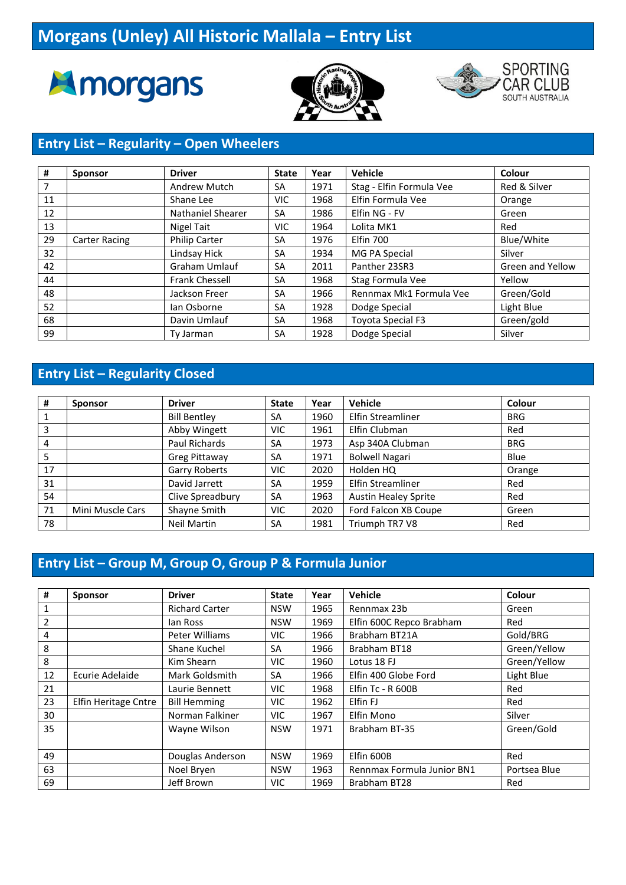# Morgans (Unley) All Historic Mallala – Entry List

## Entry List – Regularity – Open Wheelers

| # | Sponsor | Driver | State | Year | Vehicle | Colour |
|---|---|---|---|---|---|---|
| 7 | | Andrew Mutch | SA | 1971 | Stag - Elfin Formula Vee | Red & Silver |
| 11 | | Shane Lee | VIC | 1968 | Elfin Formula Vee | Orange |
| 12 | | Nathaniel Shearer | SA | 1986 | Elfin NG - FV | Green |
| 13 | | Nigel Tait | VIC | 1964 | Lolita MK1 | Red |
| 29 | Carter Racing | Philip Carter | SA | 1976 | Elfin 700 | Blue/White |
| 32 | | Lindsay Hick | SA | 1934 | MG PA Special | Silver |
| 42 | | Graham Umlauf | SA | 2011 | Panther 23SR3 | Green and Yellow |
| 44 | | Frank Chessell | SA | 1968 | Stag Formula Vee | Yellow |
| 48 | | Jackson Freer | SA | 1966 | Rennmax Mk1 Formula Vee | Green/Gold |
| 52 | | Ian Osborne | SA | 1928 | Dodge Special | Light Blue |
| 68 | | Davin Umlauf | SA | 1968 | Toyota Special F3 | Green/gold |
| 99 | | Ty Jarman | SA | 1928 | Dodge Special | Silver |

## Entry List – Regularity Closed

| # | Sponsor | Driver | State | Year | Vehicle | Colour |
|---|---|---|---|---|---|---|
| 1 | | Bill Bentley | SA | 1960 | Elfin Streamliner | BRG |
| 3 | | Abby Wingett | VIC | 1961 | Elfin Clubman | Red |
| 4 | | Paul Richards | SA | 1973 | Asp 340A Clubman | BRG |
| 5 | | Greg Pittaway | SA | 1971 | Bolwell Nagari | Blue |
| 17 | | Garry Roberts | VIC | 2020 | Holden HQ | Orange |
| 31 | | David Jarrett | SA | 1959 | Elfin Streamliner | Red |
| 54 | | Clive Spreadbury | SA | 1963 | Austin Healey Sprite | Red |
| 71 | Mini Muscle Cars | Shayne Smith | VIC | 2020 | Ford Falcon XB Coupe | Green |
| 78 | | Neil Martin | SA | 1981 | Triumph TR7 V8 | Red |

## Entry List – Group M, Group O, Group P & Formula Junior

| # | Sponsor | Driver | State | Year | Vehicle | Colour |
|---|---|---|---|---|---|---|
| 1 | | Richard Carter | NSW | 1965 | Rennmax 23b | Green |
| 2 | | Ian Ross | NSW | 1969 | Elfin 600C Repco Brabham | Red |
| 4 | | Peter Williams | VIC | 1966 | Brabham BT21A | Gold/BRG |
| 8 | | Shane Kuchel | SA | 1966 | Brabham BT18 | Green/Yellow |
| 8 | | Kim Shearn | VIC | 1960 | Lotus 18 FJ | Green/Yellow |
| 12 | Ecurie Adelaide | Mark Goldsmith | SA | 1966 | Elfin 400 Globe Ford | Light Blue |
| 21 | | Laurie Bennett | VIC | 1968 | Elfin Tc - R 600B | Red |
| 23 | Elfin Heritage Cntre | Bill Hemming | VIC | 1962 | Elfin FJ | Red |
| 30 | | Norman Falkiner | VIC | 1967 | Elfin Mono | Silver |
| 35 | | Wayne Wilson | NSW | 1971 | Brabham BT-35 | Green/Gold |
| 49 | | Douglas Anderson | NSW | 1969 | Elfin 600B | Red |
| 63 | | Noel Bryen | NSW | 1963 | Rennmax Formula Junior BN1 | Portsea Blue |
| 69 | | Jeff Brown | VIC | 1969 | Brabham BT28 | Red |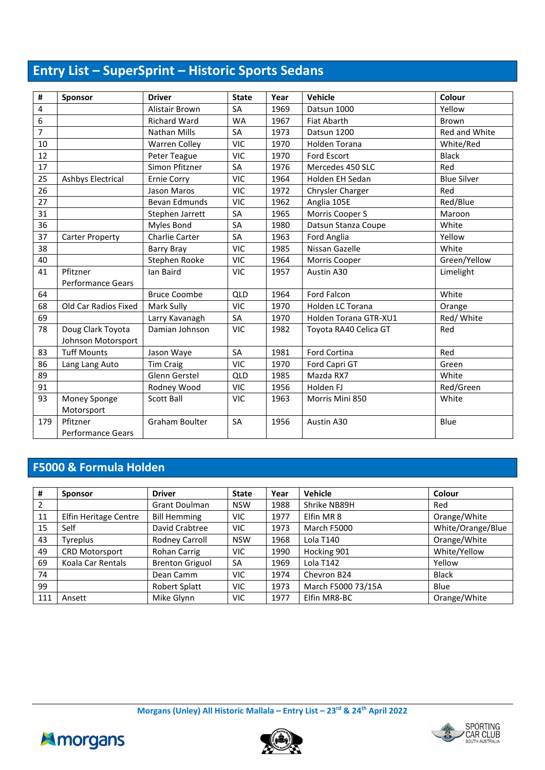## Entry List – SuperSprint – Historic Sports Sedans

| # | Sponsor | Driver | State | Year | Vehicle | Colour |
|---|---|---|---|---|---|---|
| 4 | | Alistair Brown | SA | 1969 | Datsun 1000 | Yellow |
| 6 | | Richard Ward | WA | 1967 | Fiat Abarth | Brown |
| 7 | | Nathan Mills | SA | 1973 | Datsun 1200 | Red and White |
| 10 | | Warren Colley | VIC | 1970 | Holden Torana | White/Red |
| 12 | | Peter Teague | VIC | 1970 | Ford Escort | Black |
| 17 | | Simon Pfitzner | SA | 1976 | Mercedes 450 SLC | Red |
| 25 | Ashbys Electrical | Ernie Corry | VIC | 1964 | Holden EH Sedan | Blue Silver |
| 26 | | Jason Maros | VIC | 1972 | Chrysler Charger | Red |
| 27 | | Bevan Edmunds | VIC | 1962 | Anglia 105E | Red/Blue |
| 31 | | Stephen Jarrett | SA | 1965 | Morris Cooper S | Maroon |
| 36 | | Myles Bond | SA | 1980 | Datsun Stanza Coupe | White |
| 37 | Carter Property | Charlie Carter | SA | 1963 | Ford Anglia | Yellow |
| 38 | | Barry Bray | VIC | 1985 | Nissan Gazelle | White |
| 40 | | Stephen Rooke | VIC | 1964 | Morris Cooper | Green/Yellow |
| 41 | Pfitzner Performance Gears | Ian Baird | VIC | 1957 | Austin A30 | Limelight |
| 64 | | Bruce Coombe | QLD | 1964 | Ford Falcon | White |
| 68 | Old Car Radios Fixed | Mark Sully | VIC | 1970 | Holden LC Torana | Orange |
| 69 | | Larry Kavanagh | SA | 1970 | Holden Torana GTR-XU1 | Red/ White |
| 78 | Doug Clark Toyota Johnson Motorsport | Damian Johnson | VIC | 1982 | Toyota RA40 Celica GT | Red |
| 83 | Tuff Mounts | Jason Waye | SA | 1981 | Ford Cortina | Red |
| 86 | Lang Lang Auto | Tim Craig | VIC | 1970 | Ford Capri GT | Green |
| 89 | | Glenn Gerstel | QLD | 1985 | Mazda RX7 | White |
| 91 | | Rodney Wood | VIC | 1956 | Holden FJ | Red/Green |
| 93 | Money Sponge Motorsport | Scott Ball | VIC | 1963 | Morris Mini 850 | White |
| 179 | Pfitzner Performance Gears | Graham Boulter | SA | 1956 | Austin A30 | Blue |

## F5000 & Formula Holden

| # | Sponsor | Driver | State | Year | Vehicle | Colour |
|---|---|---|---|---|---|---|
| 2 | | Grant Doulman | NSW | 1988 | Shrike NB89H | Red |
| 11 | Elfin Heritage Centre | Bill Hemming | VIC | 1977 | Elfin MR 8 | Orange/White |
| 15 | Self | David Crabtree | VIC | 1973 | March F5000 | White/Orange/Blue |
| 43 | Tyreplus | Rodney Carroll | NSW | 1968 | Lola T140 | Orange/White |
| 49 | CRD Motorsport | Rohan Carrig | VIC | 1990 | Hocking 901 | White/Yellow |
| 69 | Koala Car Rentals | Brenton Griguol | SA | 1969 | Lola T142 | Yellow |
| 74 | | Dean Camm | VIC | 1974 | Chevron B24 | Black |
| 99 | | Robert Splatt | VIC | 1973 | March F5000 73/15A | Blue |
| 111 | Ansett | Mike Glynn | VIC | 1977 | Elfin MR8-BC | Orange/White |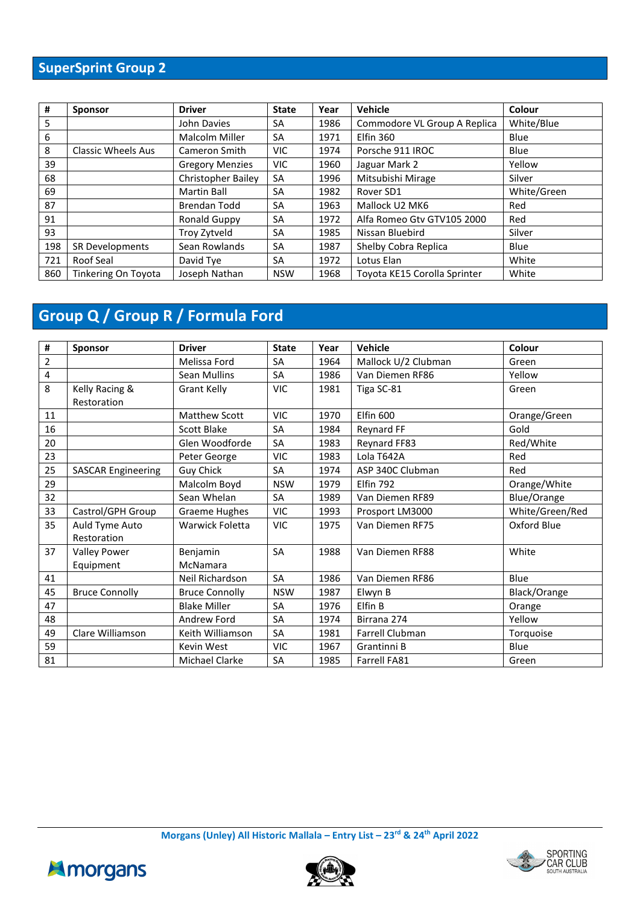## SuperSprint Group 2

| # | Sponsor | Driver | State | Year | Vehicle | Colour |
|---|---|---|---|---|---|---|
| 5 | | John Davies | SA | 1986 | Commodore VL Group A Replica | White/Blue |
| 6 | | Malcolm Miller | SA | 1971 | Elfin 360 | Blue |
| 8 | Classic Wheels Aus | Cameron Smith | VIC | 1974 | Porsche 911 IROC | Blue |
| 39 | | Gregory Menzies | VIC | 1960 | Jaguar Mark 2 | Yellow |
| 68 | | Christopher Bailey | SA | 1996 | Mitsubishi Mirage | Silver |
| 69 | | Martin Ball | SA | 1982 | Rover SD1 | White/Green |
| 87 | | Brendan Todd | SA | 1963 | Mallock U2 MK6 | Red |
| 91 | | Ronald Guppy | SA | 1972 | Alfa Romeo Gtv GTV105 2000 | Red |
| 93 | | Troy Zytveld | SA | 1985 | Nissan Bluebird | Silver |
| 198 | SR Developments | Sean Rowlands | SA | 1987 | Shelby Cobra Replica | Blue |
| 721 | Roof Seal | David Tye | SA | 1972 | Lotus Elan | White |
| 860 | Tinkering On Toyota | Joseph Nathan | NSW | 1968 | Toyota KE15 Corolla Sprinter | White |

## Group Q / Group R / Formula Ford

| # | Sponsor | Driver | State | Year | Vehicle | Colour |
|---|---|---|---|---|---|---|
| 2 | | Melissa Ford | SA | 1964 | Mallock U/2 Clubman | Green |
| 4 | | Sean Mullins | SA | 1986 | Van Diemen RF86 | Yellow |
| 8 | Kelly Racing & Restoration | Grant Kelly | VIC | 1981 | Tiga SC-81 | Green |
| 11 | | Matthew Scott | VIC | 1970 | Elfin 600 | Orange/Green |
| 16 | | Scott Blake | SA | 1984 | Reynard FF | Gold |
| 20 | | Glen Woodforde | SA | 1983 | Reynard FF83 | Red/White |
| 23 | | Peter George | VIC | 1983 | Lola T642A | Red |
| 25 | SASCAR Engineering | Guy Chick | SA | 1974 | ASP 340C Clubman | Red |
| 29 | | Malcolm Boyd | NSW | 1979 | Elfin 792 | Orange/White |
| 32 | | Sean Whelan | SA | 1989 | Van Diemen RF89 | Blue/Orange |
| 33 | Castrol/GPH Group | Graeme Hughes | VIC | 1993 | Prosport LM3000 | White/Green/Red |
| 35 | Auld Tyme Auto Restoration | Warwick Foletta | VIC | 1975 | Van Diemen RF75 | Oxford Blue |
| 37 | Valley Power Equipment | Benjamin McNamara | SA | 1988 | Van Diemen RF88 | White |
| 41 | | Neil Richardson | SA | 1986 | Van Diemen RF86 | Blue |
| 45 | Bruce Connolly | Bruce Connolly | NSW | 1987 | Elwyn B | Black/Orange |
| 47 | | Blake Miller | SA | 1976 | Elfin B | Orange |
| 48 | | Andrew Ford | SA | 1974 | Birrana 274 | Yellow |
| 49 | Clare Williamson | Keith Williamson | SA | 1981 | Farrell Clubman | Torquoise |
| 59 | | Kevin West | VIC | 1967 | Grantinni B | Blue |
| 81 | | Michael Clarke | SA | 1985 | Farrell FA81 | Green |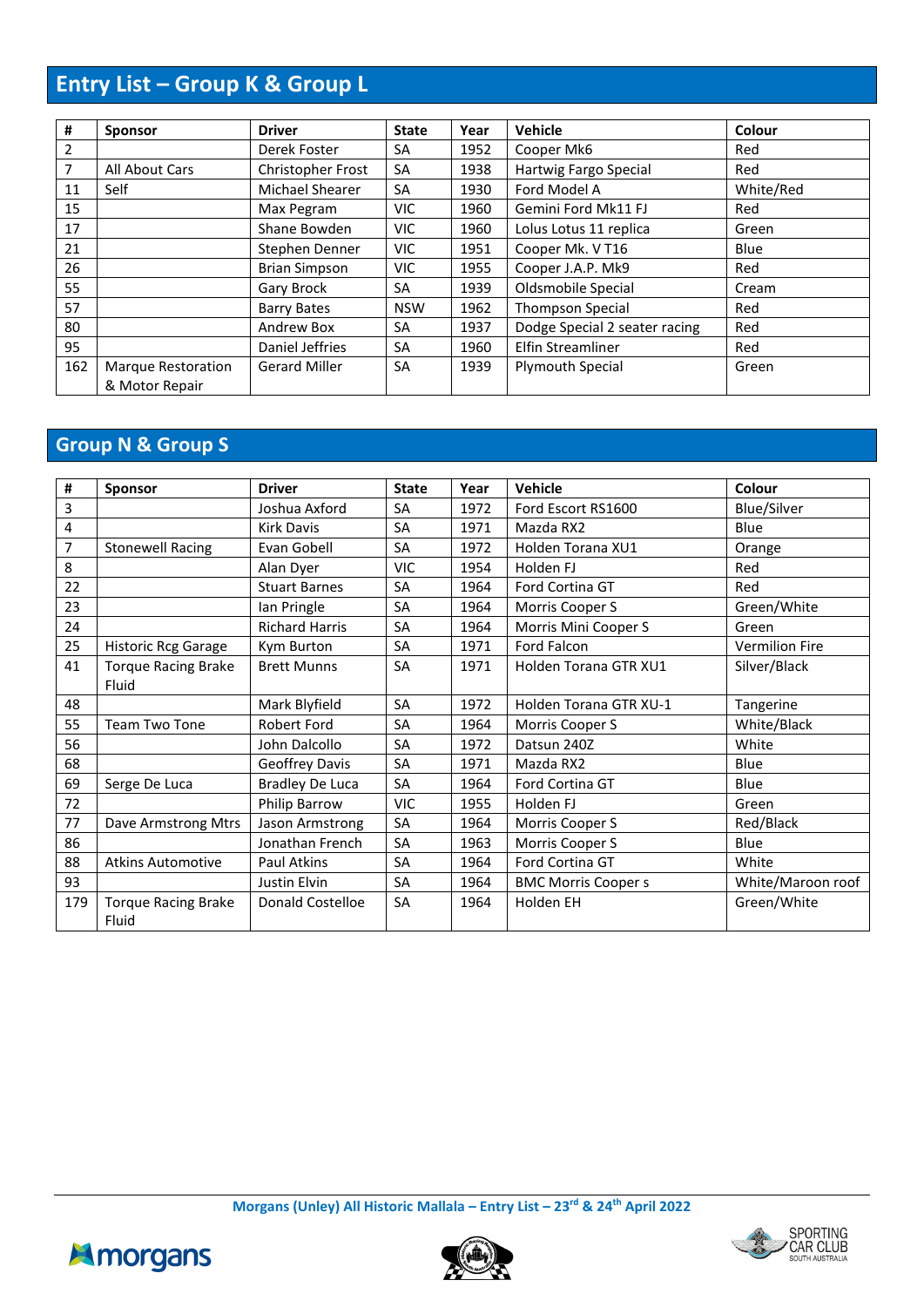## Entry List – Group K & Group L

| # | Sponsor | Driver | State | Year | Vehicle | Colour |
|---|---|---|---|---|---|---|
| 2 | | Derek Foster | SA | 1952 | Cooper Mk6 | Red |
| 7 | All About Cars | Christopher Frost | SA | 1938 | Hartwig Fargo Special | Red |
| 11 | Self | Michael Shearer | SA | 1930 | Ford Model A | White/Red |
| 15 | | Max Pegram | VIC | 1960 | Gemini Ford Mk11 FJ | Red |
| 17 | | Shane Bowden | VIC | 1960 | Lolus Lotus 11 replica | Green |
| 21 | | Stephen Denner | VIC | 1951 | Cooper Mk. V T16 | Blue |
| 26 | | Brian Simpson | VIC | 1955 | Cooper J.A.P. Mk9 | Red |
| 55 | | Gary Brock | SA | 1939 | Oldsmobile Special | Cream |
| 57 | | Barry Bates | NSW | 1962 | Thompson Special | Red |
| 80 | | Andrew Box | SA | 1937 | Dodge Special 2 seater racing | Red |
| 95 | | Daniel Jeffries | SA | 1960 | Elfin Streamliner | Red |
| 162 | Marque Restoration & Motor Repair | Gerard Miller | SA | 1939 | Plymouth Special | Green |

## Group N & Group S

| # | Sponsor | Driver | State | Year | Vehicle | Colour |
|---|---|---|---|---|---|---|
| 3 | | Joshua Axford | SA | 1972 | Ford Escort RS1600 | Blue/Silver |
| 4 | | Kirk Davis | SA | 1971 | Mazda RX2 | Blue |
| 7 | Stonewell Racing | Evan Gobell | SA | 1972 | Holden Torana XU1 | Orange |
| 8 | | Alan Dyer | VIC | 1954 | Holden FJ | Red |
| 22 | | Stuart Barnes | SA | 1964 | Ford Cortina GT | Red |
| 23 | | Ian Pringle | SA | 1964 | Morris Cooper S | Green/White |
| 24 | | Richard Harris | SA | 1964 | Morris Mini Cooper S | Green |
| 25 | Historic Rcg Garage | Kym Burton | SA | 1971 | Ford Falcon | Vermilion Fire |
| 41 | Torque Racing Brake Fluid | Brett Munns | SA | 1971 | Holden Torana GTR XU1 | Silver/Black |
| 48 | | Mark Blyfield | SA | 1972 | Holden Torana GTR XU-1 | Tangerine |
| 55 | Team Two Tone | Robert Ford | SA | 1964 | Morris Cooper S | White/Black |
| 56 | | John Dalcollo | SA | 1972 | Datsun 240Z | White |
| 68 | | Geoffrey Davis | SA | 1971 | Mazda RX2 | Blue |
| 69 | Serge De Luca | Bradley De Luca | SA | 1964 | Ford Cortina GT | Blue |
| 72 | | Philip Barrow | VIC | 1955 | Holden FJ | Green |
| 77 | Dave Armstrong Mtrs | Jason Armstrong | SA | 1964 | Morris Cooper S | Red/Black |
| 86 | | Jonathan French | SA | 1963 | Morris Cooper S | Blue |
| 88 | Atkins Automotive | Paul Atkins | SA | 1964 | Ford Cortina GT | White |
| 93 | | Justin Elvin | SA | 1964 | BMC Morris Cooper s | White/Maroon roof |
| 179 | Torque Racing Brake Fluid | Donald Costelloe | SA | 1964 | Holden EH | Green/White |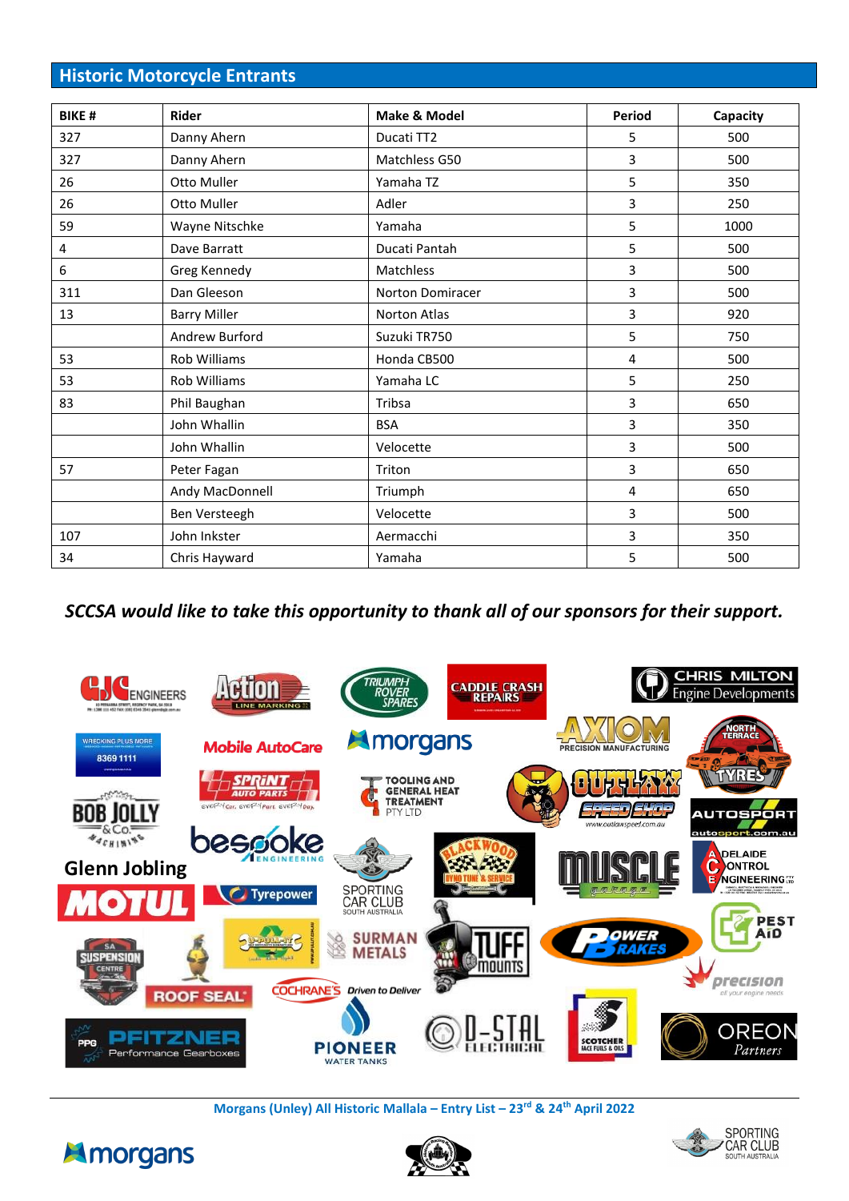## Historic Motorcycle Entrants

| BIKE # | Rider | Make & Model | Period | Capacity |
|---|---|---|---|---|
| 327 | Danny Ahern | Ducati TT2 | 5 | 500 |
| 327 | Danny Ahern | Matchless G50 | 3 | 500 |
| 26 | Otto Muller | Yamaha TZ | 5 | 350 |
| 26 | Otto Muller | Adler | 3 | 250 |
| 59 | Wayne Nitschke | Yamaha | 5 | 1000 |
| 4 | Dave Barratt | Ducati Pantah | 5 | 500 |
| 6 | Greg Kennedy | Matchless | 3 | 500 |
| 311 | Dan Gleeson | Norton Domiracer | 3 | 500 |
| 13 | Barry Miller | Norton Atlas | 3 | 920 |
| | Andrew Burford | Suzuki TR750 | 5 | 750 |
| 53 | Rob Williams | Honda CB500 | 4 | 500 |
| 53 | Rob Williams | Yamaha LC | 5 | 250 |
| 83 | Phil Baughan | Tribsa | 3 | 650 |
| | John Whallin | BSA | 3 | 350 |
| | John Whallin | Velocette | 3 | 500 |
| 57 | Peter Fagan | Triton | 3 | 650 |
| | Andy MacDonnell | Triumph | 4 | 650 |
| | Ben Versteegh | Velocette | 3 | 500 |
| 107 | John Inkster | Aermacchi | 3 | 350 |
| 34 | Chris Hayward | Yamaha | 5 | 500 |

***SCCSA would like to take this opportunity to thank all of our sponsors for their support.***

Morgans (Unley) All Historic Mallala – Entry List – 23rd & 24th April 2022